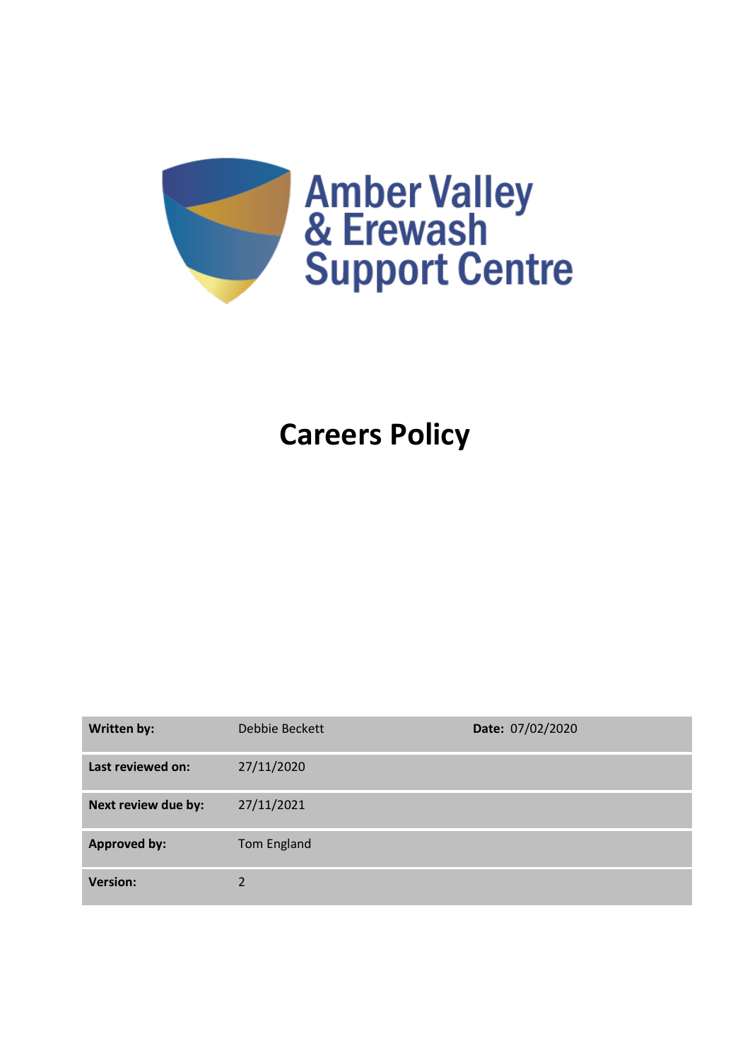Amber Valley & Erewash Support Centre

# Careers Policy

| Written by: | Debbie Beckett | Date: 07/02/2020 |
| --- | --- | --- |
| Last reviewed on: | 27/11/2020 | |
| Next review due by: | 27/11/2021 | |
| Approved by: | Tom England | |
| Version: | 2 | |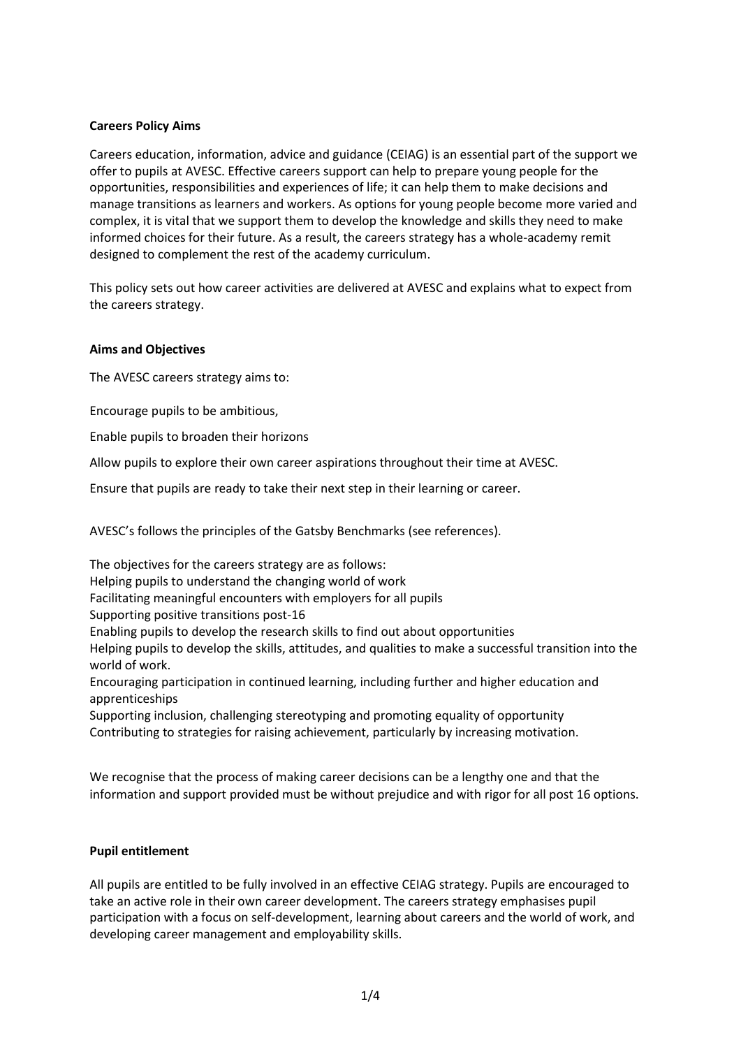**Careers Policy Aims**

Careers education, information, advice and guidance (CEIAG) is an essential part of the support we offer to pupils at AVESC. Effective careers support can help to prepare young people for the opportunities, responsibilities and experiences of life; it can help them to make decisions and manage transitions as learners and workers. As options for young people become more varied and complex, it is vital that we support them to develop the knowledge and skills they need to make informed choices for their future. As a result, the careers strategy has a whole-academy remit designed to complement the rest of the academy curriculum.

This policy sets out how career activities are delivered at AVESC and explains what to expect from the careers strategy.

**Aims and Objectives**

The AVESC careers strategy aims to:

Encourage pupils to be ambitious,

Enable pupils to broaden their horizons

Allow pupils to explore their own career aspirations throughout their time at AVESC.

Ensure that pupils are ready to take their next step in their learning or career.

AVESC's follows the principles of the Gatsby Benchmarks (see references).

The objectives for the careers strategy are as follows:
Helping pupils to understand the changing world of work
Facilitating meaningful encounters with employers for all pupils
Supporting positive transitions post-16
Enabling pupils to develop the research skills to find out about opportunities
Helping pupils to develop the skills, attitudes, and qualities to make a successful transition into the world of work.
Encouraging participation in continued learning, including further and higher education and apprenticeships
Supporting inclusion, challenging stereotyping and promoting equality of opportunity
Contributing to strategies for raising achievement, particularly by increasing motivation.

We recognise that the process of making career decisions can be a lengthy one and that the information and support provided must be without prejudice and with rigor for all post 16 options.

**Pupil entitlement**

All pupils are entitled to be fully involved in an effective CEIAG strategy. Pupils are encouraged to take an active role in their own career development. The careers strategy emphasises pupil participation with a focus on self-development, learning about careers and the world of work, and developing career management and employability skills.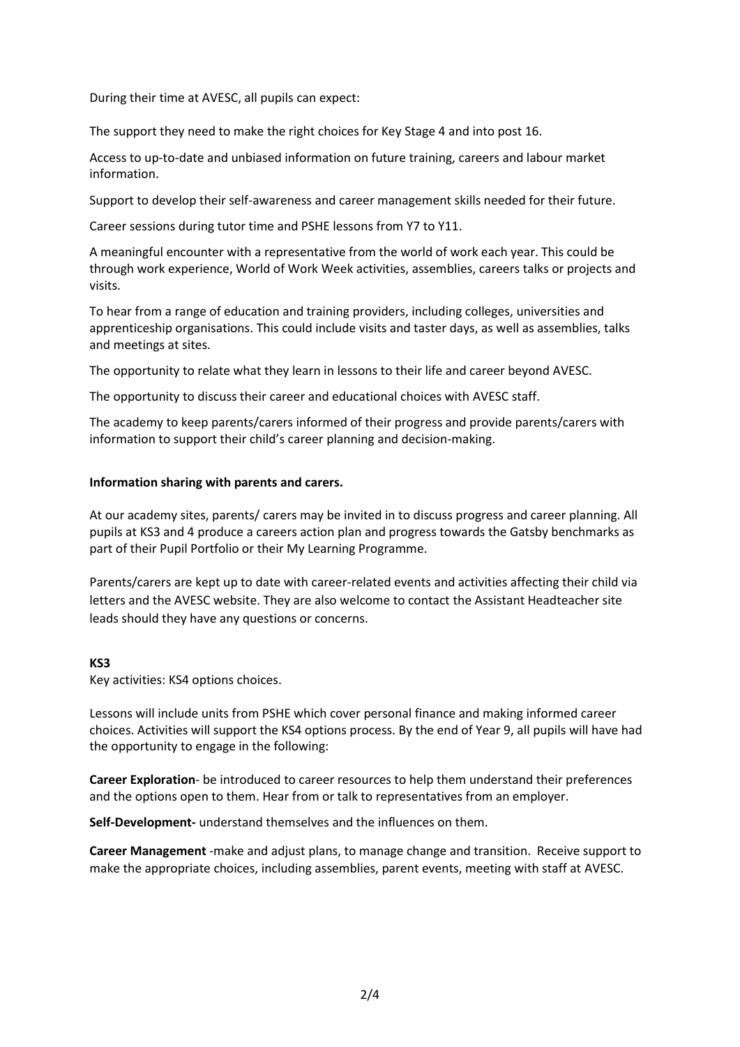During their time at AVESC, all pupils can expect:

The support they need to make the right choices for Key Stage 4 and into post 16.

Access to up-to-date and unbiased information on future training, careers and labour market information.

Support to develop their self-awareness and career management skills needed for their future.

Career sessions during tutor time and PSHE lessons from Y7 to Y11.

A meaningful encounter with a representative from the world of work each year. This could be through work experience, World of Work Week activities, assemblies, careers talks or projects and visits.

To hear from a range of education and training providers, including colleges, universities and apprenticeship organisations. This could include visits and taster days, as well as assemblies, talks and meetings at sites.

The opportunity to relate what they learn in lessons to their life and career beyond AVESC.

The opportunity to discuss their career and educational choices with AVESC staff.

The academy to keep parents/carers informed of their progress and provide parents/carers with information to support their child's career planning and decision-making.

**Information sharing with parents and carers.**

At our academy sites, parents/ carers may be invited in to discuss progress and career planning. All pupils at KS3 and 4 produce a careers action plan and progress towards the Gatsby benchmarks as part of their Pupil Portfolio or their My Learning Programme.

Parents/carers are kept up to date with career-related events and activities affecting their child via letters and the AVESC website. They are also welcome to contact the Assistant Headteacher site leads should they have any questions or concerns.

**KS3**

Key activities: KS4 options choices.

Lessons will include units from PSHE which cover personal finance and making informed career choices. Activities will support the KS4 options process. By the end of Year 9, all pupils will have had the opportunity to engage in the following:

**Career Exploration**- be introduced to career resources to help them understand their preferences and the options open to them. Hear from or talk to representatives from an employer.

**Self-Development-** understand themselves and the influences on them.

**Career Management** -make and adjust plans, to manage change and transition. Receive support to make the appropriate choices, including assemblies, parent events, meeting with staff at AVESC.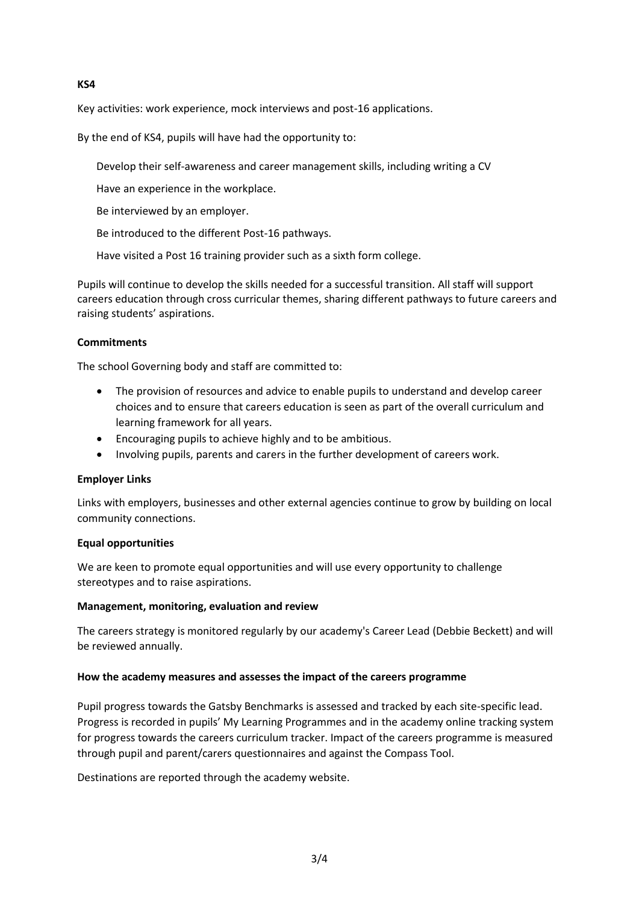**KS4**

Key activities: work experience, mock interviews and post-16 applications.

By the end of KS4, pupils will have had the opportunity to:

Develop their self-awareness and career management skills, including writing a CV

Have an experience in the workplace.

Be interviewed by an employer.

Be introduced to the different Post-16 pathways.

Have visited a Post 16 training provider such as a sixth form college.

Pupils will continue to develop the skills needed for a successful transition. All staff will support careers education through cross curricular themes, sharing different pathways to future careers and raising students' aspirations.

**Commitments**

The school Governing body and staff are committed to:

- The provision of resources and advice to enable pupils to understand and develop career choices and to ensure that careers education is seen as part of the overall curriculum and learning framework for all years.
- Encouraging pupils to achieve highly and to be ambitious.
- Involving pupils, parents and carers in the further development of careers work.

**Employer Links**

Links with employers, businesses and other external agencies continue to grow by building on local community connections.

**Equal opportunities**

We are keen to promote equal opportunities and will use every opportunity to challenge stereotypes and to raise aspirations.

**Management, monitoring, evaluation and review**

The careers strategy is monitored regularly by our academy's Career Lead (Debbie Beckett) and will be reviewed annually.

**How the academy measures and assesses the impact of the careers programme**

Pupil progress towards the Gatsby Benchmarks is assessed and tracked by each site-specific lead. Progress is recorded in pupils' My Learning Programmes and in the academy online tracking system for progress towards the careers curriculum tracker. Impact of the careers programme is measured through pupil and parent/carers questionnaires and against the Compass Tool.

Destinations are reported through the academy website.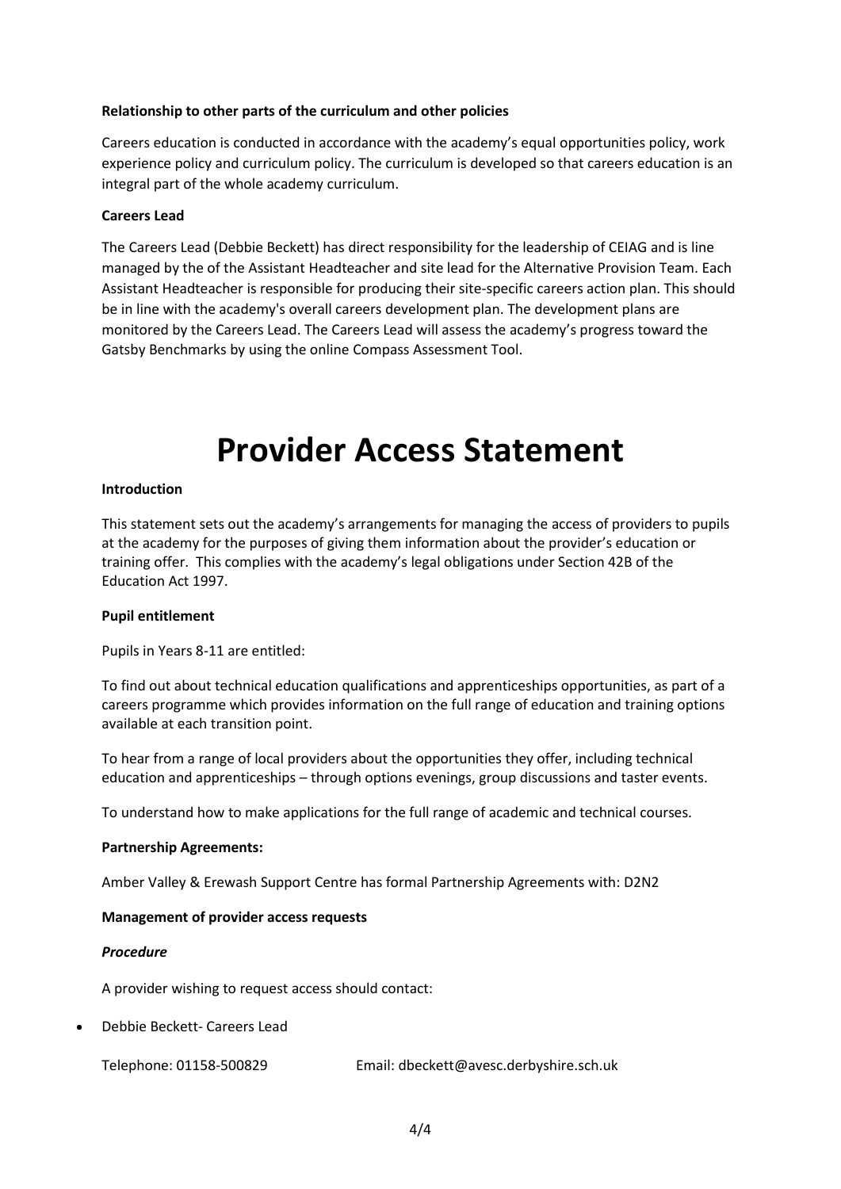**Relationship to other parts of the curriculum and other policies**

Careers education is conducted in accordance with the academy's equal opportunities policy, work experience policy and curriculum policy. The curriculum is developed so that careers education is an integral part of the whole academy curriculum.

**Careers Lead**

The Careers Lead (Debbie Beckett) has direct responsibility for the leadership of CEIAG and is line managed by the of the Assistant Headteacher and site lead for the Alternative Provision Team. Each Assistant Headteacher is responsible for producing their site-specific careers action plan. This should be in line with the academy's overall careers development plan. The development plans are monitored by the Careers Lead. The Careers Lead will assess the academy's progress toward the Gatsby Benchmarks by using the online Compass Assessment Tool.

# Provider Access Statement

**Introduction**

This statement sets out the academy's arrangements for managing the access of providers to pupils at the academy for the purposes of giving them information about the provider's education or training offer. This complies with the academy's legal obligations under Section 42B of the Education Act 1997.

**Pupil entitlement**

Pupils in Years 8-11 are entitled:

To find out about technical education qualifications and apprenticeships opportunities, as part of a careers programme which provides information on the full range of education and training options available at each transition point.

To hear from a range of local providers about the opportunities they offer, including technical education and apprenticeships – through options evenings, group discussions and taster events.

To understand how to make applications for the full range of academic and technical courses.

**Partnership Agreements:**

Amber Valley & Erewash Support Centre has formal Partnership Agreements with: D2N2

**Management of provider access requests**

***Procedure***

A provider wishing to request access should contact:

- Debbie Beckett- Careers Lead

  Telephone: 01158-500829 Email: dbeckett@avesc.derbyshire.sch.uk